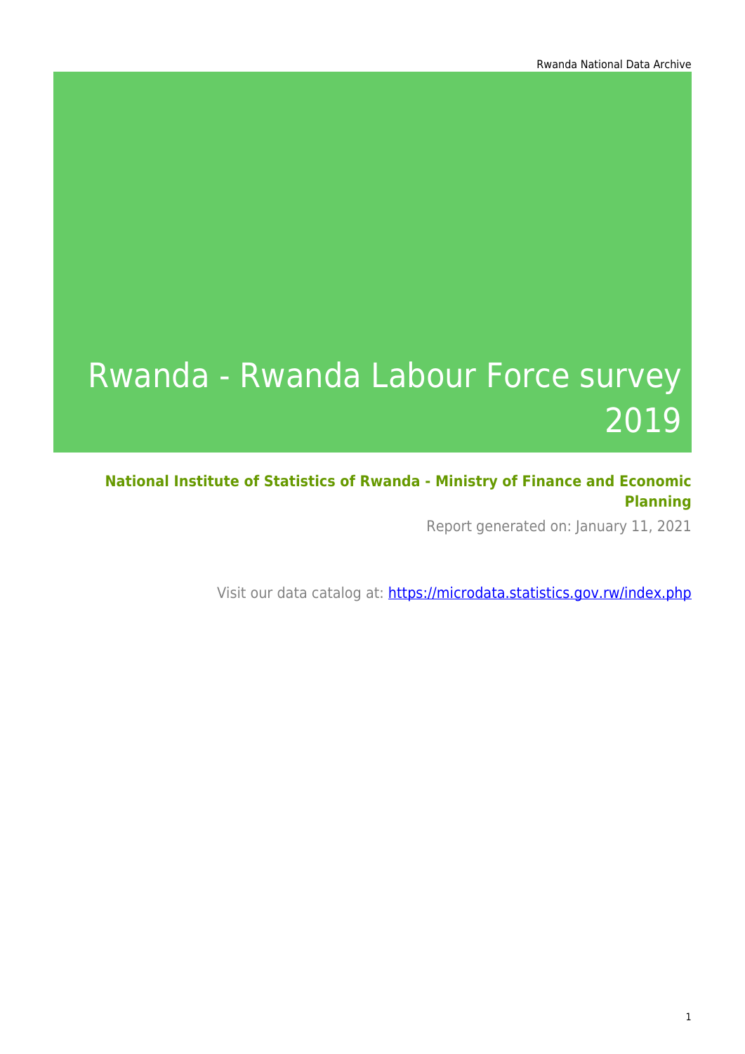# Rwanda - Rwanda Labour Force survey 2019

**National Institute of Statistics of Rwanda - Ministry of Finance and Economic Planning**

Report generated on: January 11, 2021

Visit our data catalog at: https://microdata.statistics.gov.rw/index.php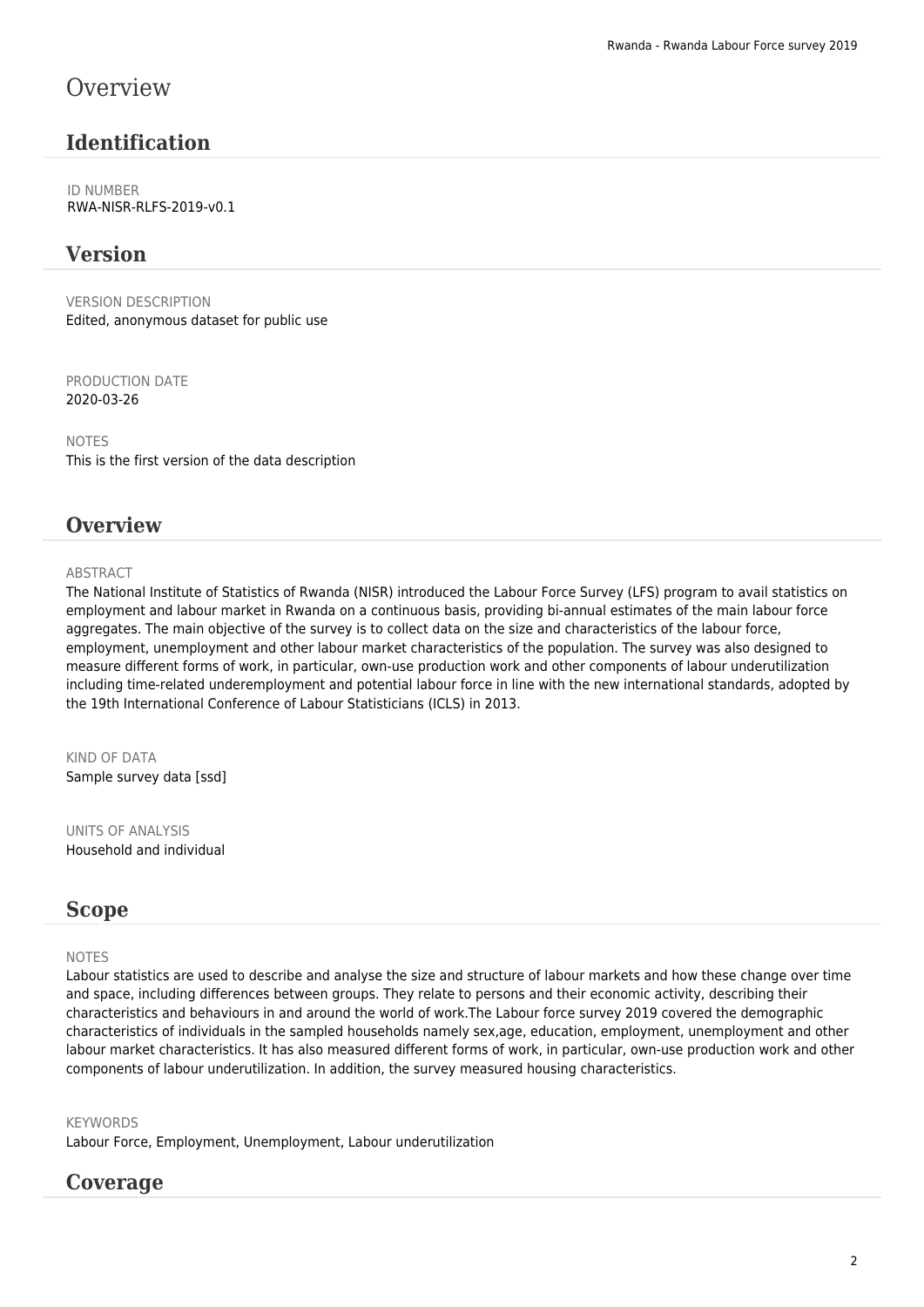# Overview

## Identification

ID NUMBER
RWA-NISR-RLFS-2019-v0.1

## Version

VERSION DESCRIPTION
Edited, anonymous dataset for public use

PRODUCTION DATE
2020-03-26

NOTES
This is the first version of the data description

## Overview

ABSTRACT
The National Institute of Statistics of Rwanda (NISR) introduced the Labour Force Survey (LFS) program to avail statistics on employment and labour market in Rwanda on a continuous basis, providing bi-annual estimates of the main labour force aggregates. The main objective of the survey is to collect data on the size and characteristics of the labour force, employment, unemployment and other labour market characteristics of the population. The survey was also designed to measure different forms of work, in particular, own-use production work and other components of labour underutilization including time-related underemployment and potential labour force in line with the new international standards, adopted by the 19th International Conference of Labour Statisticians (ICLS) in 2013.

KIND OF DATA
Sample survey data [ssd]

UNITS OF ANALYSIS
Household and individual

## Scope

NOTES
Labour statistics are used to describe and analyse the size and structure of labour markets and how these change over time and space, including differences between groups. They relate to persons and their economic activity, describing their characteristics and behaviours in and around the world of work.The Labour force survey 2019 covered the demographic characteristics of individuals in the sampled households namely sex,age, education, employment, unemployment and other labour market characteristics. It has also measured different forms of work, in particular, own-use production work and other components of labour underutilization. In addition, the survey measured housing characteristics.

KEYWORDS
Labour Force, Employment, Unemployment, Labour underutilization

## Coverage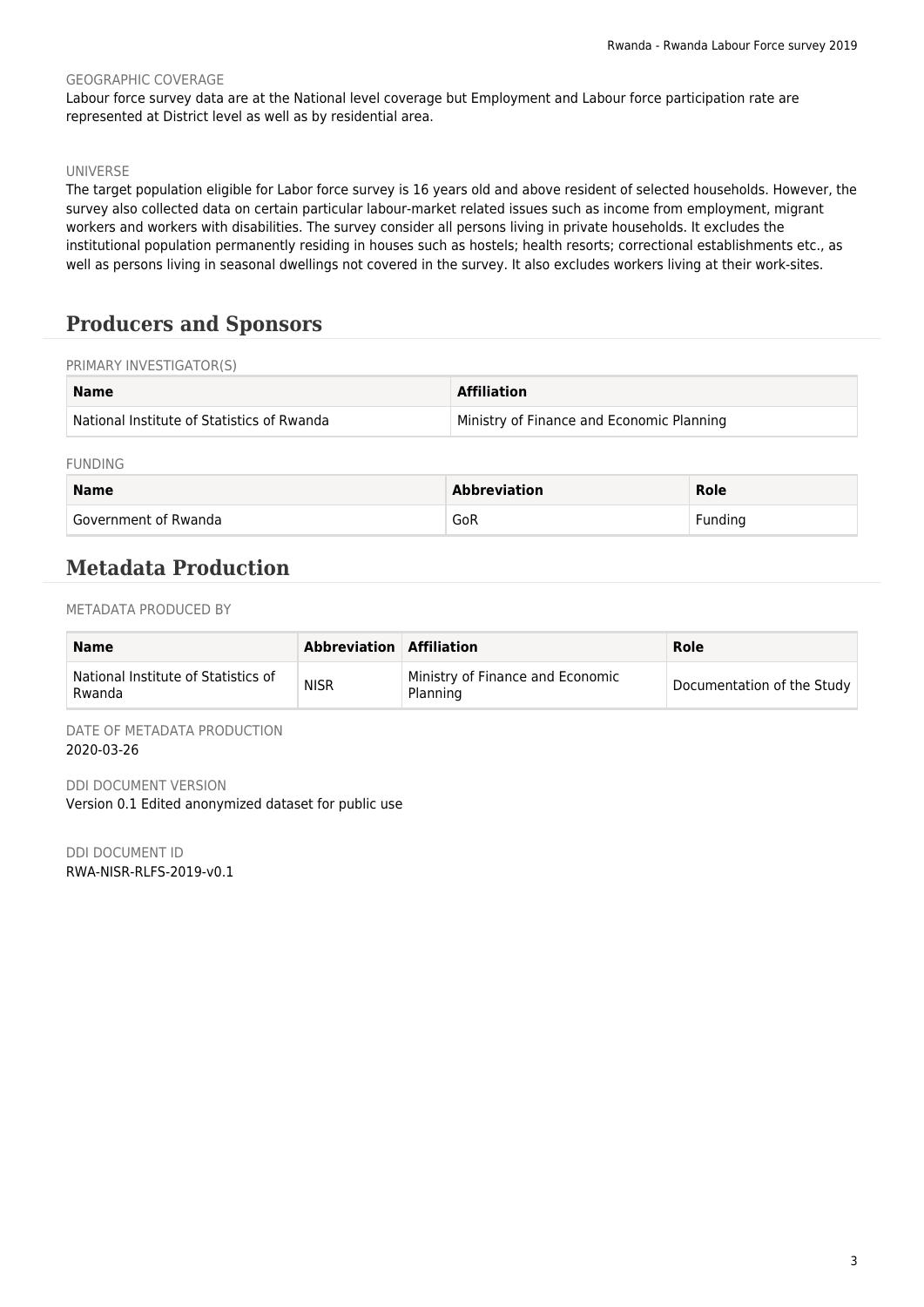GEOGRAPHIC COVERAGE

Labour force survey data are at the National level coverage but Employment and Labour force participation rate are represented at District level as well as by residential area.

UNIVERSE

The target population eligible for Labor force survey is 16 years old and above resident of selected households. However, the survey also collected data on certain particular labour-market related issues such as income from employment, migrant workers and workers with disabilities. The survey consider all persons living in private households. It excludes the institutional population permanently residing in houses such as hostels; health resorts; correctional establishments etc., as well as persons living in seasonal dwellings not covered in the survey. It also excludes workers living at their work-sites.

## Producers and Sponsors

PRIMARY INVESTIGATOR(S)

| Name | Affiliation |
|---|---|
| National Institute of Statistics of Rwanda | Ministry of Finance and Economic Planning |

FUNDING

| Name | Abbreviation | Role |
|---|---|---|
| Government of Rwanda | GoR | Funding |

## Metadata Production

METADATA PRODUCED BY

| Name | Abbreviation | Affiliation | Role |
|---|---|---|---|
| National Institute of Statistics of Rwanda | NISR | Ministry of Finance and Economic Planning | Documentation of the Study |

DATE OF METADATA PRODUCTION

2020-03-26

DDI DOCUMENT VERSION

Version 0.1 Edited anonymized dataset for public use

DDI DOCUMENT ID

RWA-NISR-RLFS-2019-v0.1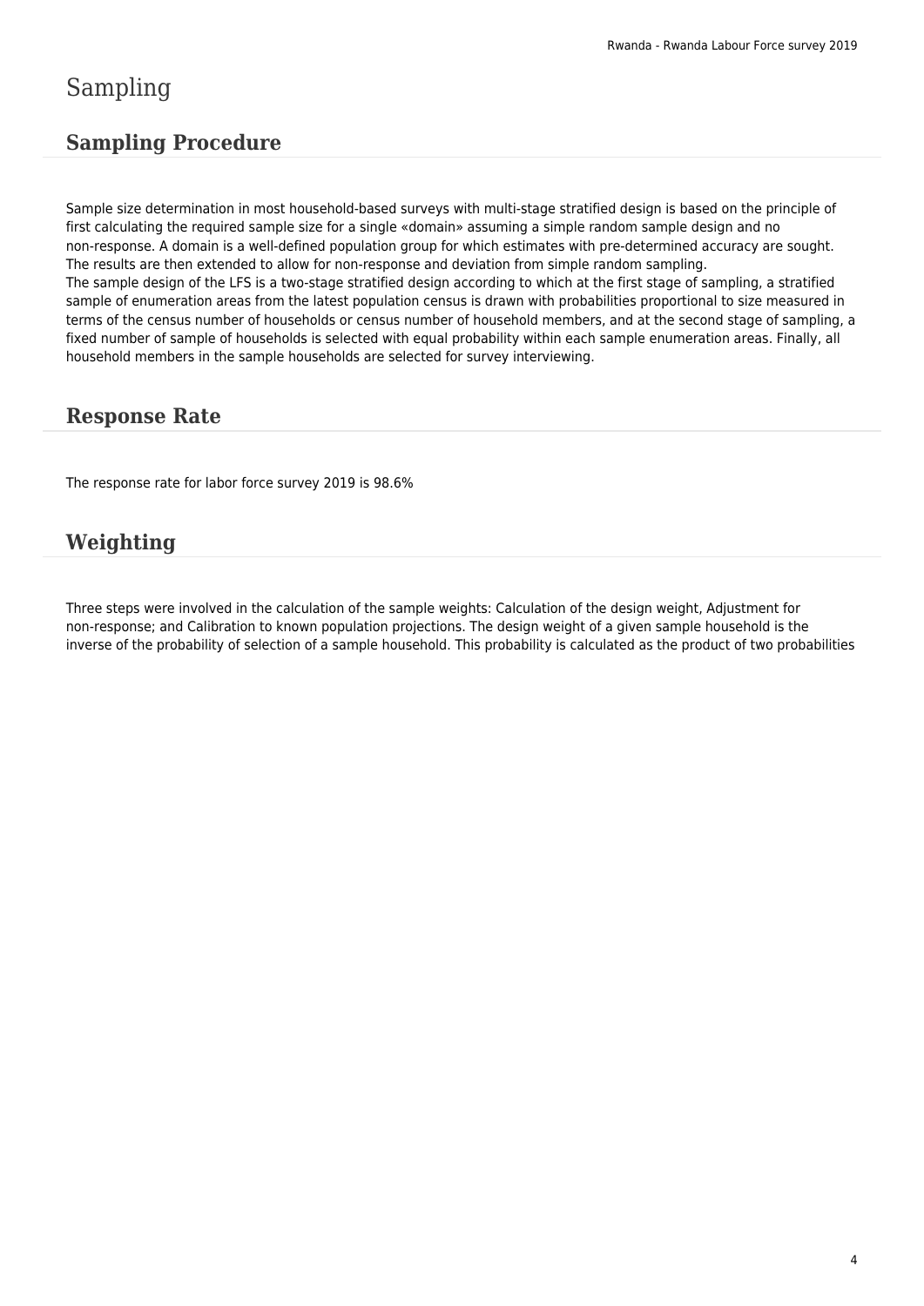# Sampling

## Sampling Procedure

Sample size determination in most household-based surveys with multi-stage stratified design is based on the principle of first calculating the required sample size for a single «domain» assuming a simple random sample design and no non-response. A domain is a well-defined population group for which estimates with pre-determined accuracy are sought. The results are then extended to allow for non-response and deviation from simple random sampling.
The sample design of the LFS is a two-stage stratified design according to which at the first stage of sampling, a stratified sample of enumeration areas from the latest population census is drawn with probabilities proportional to size measured in terms of the census number of households or census number of household members, and at the second stage of sampling, a fixed number of sample of households is selected with equal probability within each sample enumeration areas. Finally, all household members in the sample households are selected for survey interviewing.

## Response Rate

The response rate for labor force survey 2019 is 98.6%

## Weighting

Three steps were involved in the calculation of the sample weights: Calculation of the design weight, Adjustment for non-response; and Calibration to known population projections. The design weight of a given sample household is the inverse of the probability of selection of a sample household. This probability is calculated as the product of two probabilities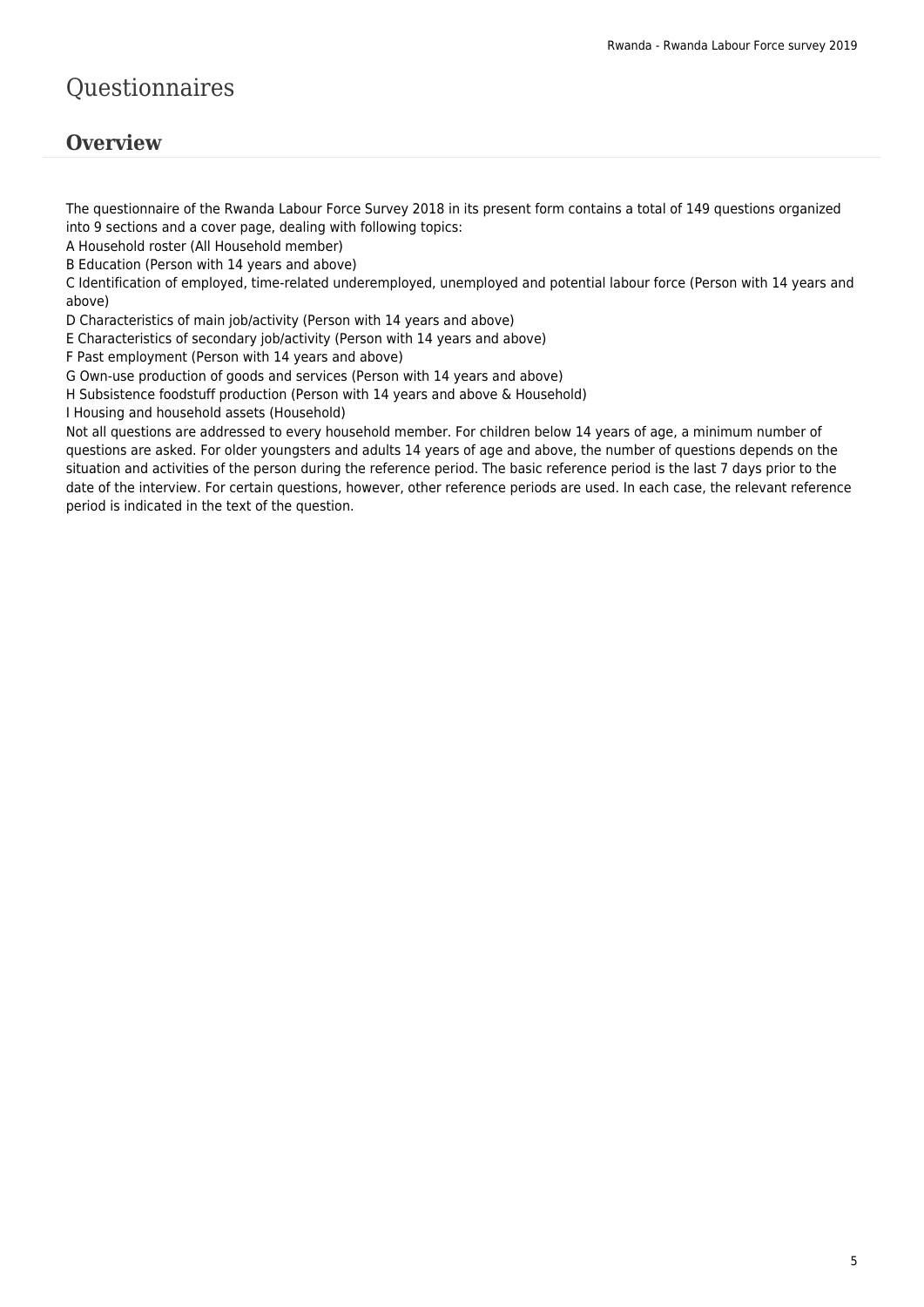# Questionnaires

## Overview

The questionnaire of the Rwanda Labour Force Survey 2018 in its present form contains a total of 149 questions organized into 9 sections and a cover page, dealing with following topics:
A Household roster (All Household member)
B Education (Person with 14 years and above)
C Identification of employed, time-related underemployed, unemployed and potential labour force (Person with 14 years and above)
D Characteristics of main job/activity (Person with 14 years and above)
E Characteristics of secondary job/activity (Person with 14 years and above)
F Past employment (Person with 14 years and above)
G Own-use production of goods and services (Person with 14 years and above)
H Subsistence foodstuff production (Person with 14 years and above & Household)
I Housing and household assets (Household)
Not all questions are addressed to every household member. For children below 14 years of age, a minimum number of questions are asked. For older youngsters and adults 14 years of age and above, the number of questions depends on the situation and activities of the person during the reference period. The basic reference period is the last 7 days prior to the date of the interview. For certain questions, however, other reference periods are used. In each case, the relevant reference period is indicated in the text of the question.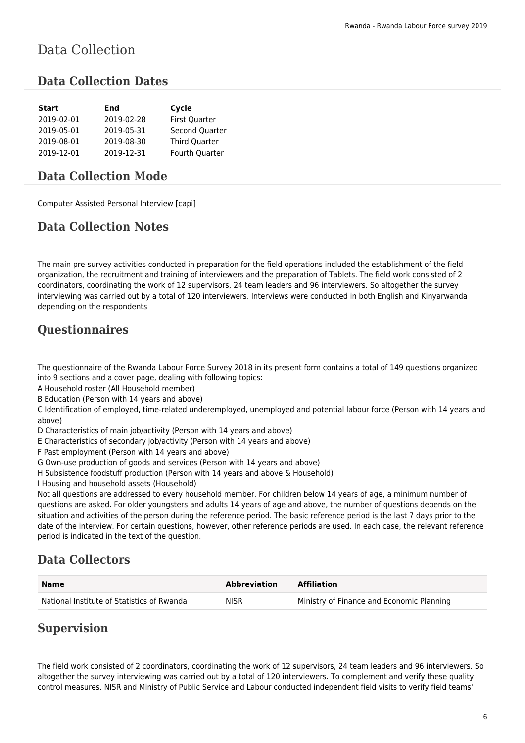# Data Collection

## Data Collection Dates

| Start | End | Cycle |
|---|---|---|
| 2019-02-01 | 2019-02-28 | First Quarter |
| 2019-05-01 | 2019-05-31 | Second Quarter |
| 2019-08-01 | 2019-08-30 | Third Quarter |
| 2019-12-01 | 2019-12-31 | Fourth Quarter |

## Data Collection Mode

Computer Assisted Personal Interview [capi]

## Data Collection Notes

The main pre-survey activities conducted in preparation for the field operations included the establishment of the field organization, the recruitment and training of interviewers and the preparation of Tablets. The field work consisted of 2 coordinators, coordinating the work of 12 supervisors, 24 team leaders and 96 interviewers. So altogether the survey interviewing was carried out by a total of 120 interviewers. Interviews were conducted in both English and Kinyarwanda depending on the respondents

## Questionnaires

The questionnaire of the Rwanda Labour Force Survey 2018 in its present form contains a total of 149 questions organized into 9 sections and a cover page, dealing with following topics:
A Household roster (All Household member)
B Education (Person with 14 years and above)
C Identification of employed, time-related underemployed, unemployed and potential labour force (Person with 14 years and above)
D Characteristics of main job/activity (Person with 14 years and above)
E Characteristics of secondary job/activity (Person with 14 years and above)
F Past employment (Person with 14 years and above)
G Own-use production of goods and services (Person with 14 years and above)
H Subsistence foodstuff production (Person with 14 years and above & Household)
I Housing and household assets (Household)
Not all questions are addressed to every household member. For children below 14 years of age, a minimum number of questions are asked. For older youngsters and adults 14 years of age and above, the number of questions depends on the situation and activities of the person during the reference period. The basic reference period is the last 7 days prior to the date of the interview. For certain questions, however, other reference periods are used. In each case, the relevant reference period is indicated in the text of the question.

## Data Collectors

| Name | Abbreviation | Affiliation |
|---|---|---|
| National Institute of Statistics of Rwanda | NISR | Ministry of Finance and Economic Planning |

## Supervision

The field work consisted of 2 coordinators, coordinating the work of 12 supervisors, 24 team leaders and 96 interviewers. So altogether the survey interviewing was carried out by a total of 120 interviewers. To complement and verify these quality control measures, NISR and Ministry of Public Service and Labour conducted independent field visits to verify field teams'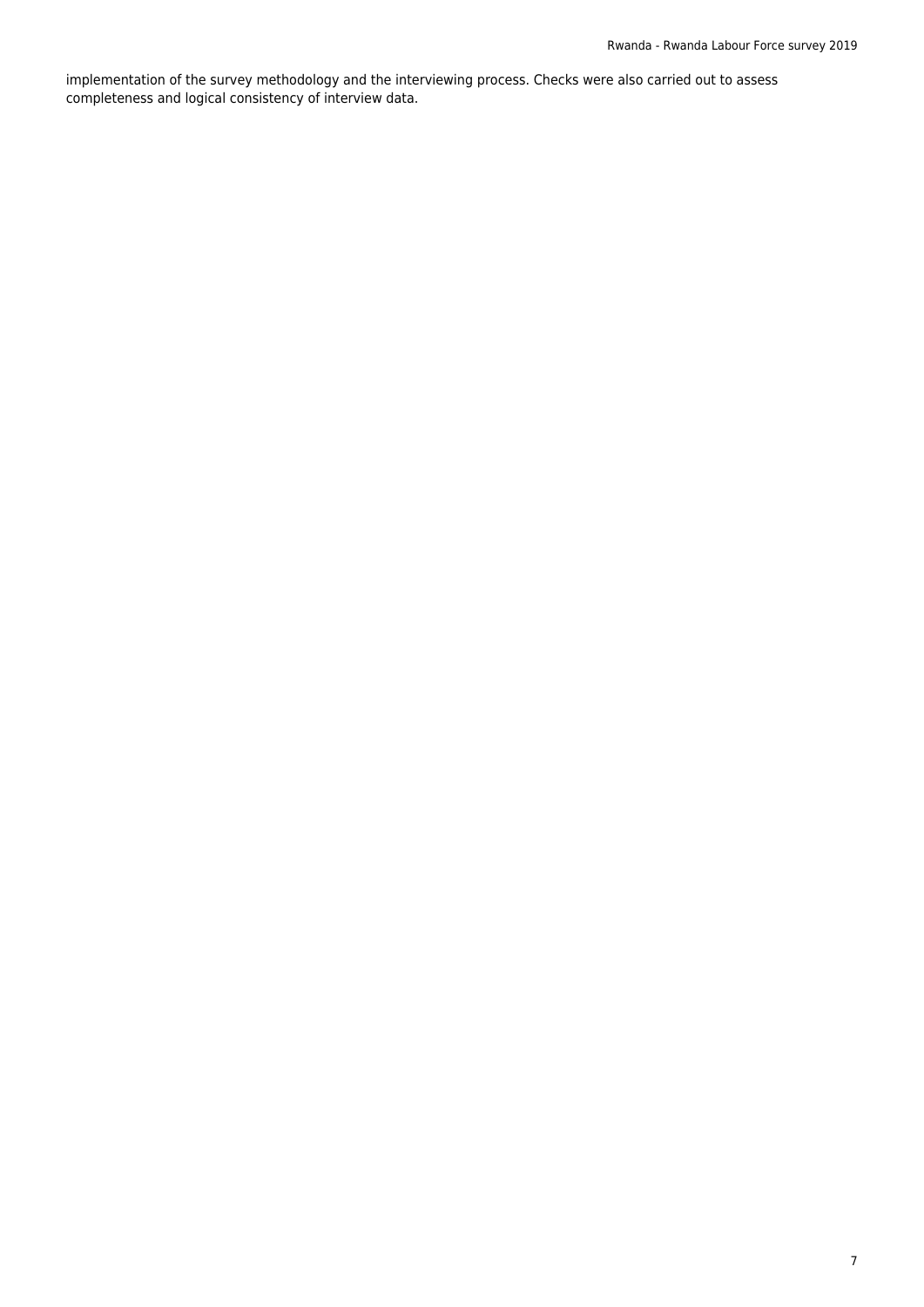implementation of the survey methodology and the interviewing process. Checks were also carried out to assess completeness and logical consistency of interview data.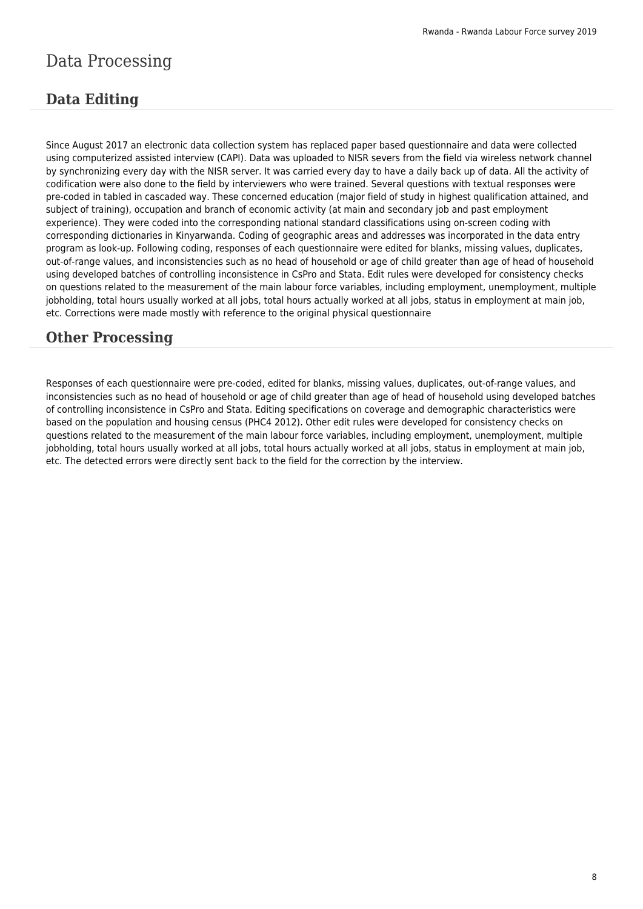# Data Processing

## Data Editing

Since August 2017 an electronic data collection system has replaced paper based questionnaire and data were collected using computerized assisted interview (CAPI). Data was uploaded to NISR severs from the field via wireless network channel by synchronizing every day with the NISR server. It was carried every day to have a daily back up of data. All the activity of codification were also done to the field by interviewers who were trained. Several questions with textual responses were pre-coded in tabled in cascaded way. These concerned education (major field of study in highest qualification attained, and subject of training), occupation and branch of economic activity (at main and secondary job and past employment experience). They were coded into the corresponding national standard classifications using on-screen coding with corresponding dictionaries in Kinyarwanda. Coding of geographic areas and addresses was incorporated in the data entry program as look-up. Following coding, responses of each questionnaire were edited for blanks, missing values, duplicates, out-of-range values, and inconsistencies such as no head of household or age of child greater than age of head of household using developed batches of controlling inconsistence in CsPro and Stata. Edit rules were developed for consistency checks on questions related to the measurement of the main labour force variables, including employment, unemployment, multiple jobholding, total hours usually worked at all jobs, total hours actually worked at all jobs, status in employment at main job, etc. Corrections were made mostly with reference to the original physical questionnaire

## Other Processing

Responses of each questionnaire were pre-coded, edited for blanks, missing values, duplicates, out-of-range values, and inconsistencies such as no head of household or age of child greater than age of head of household using developed batches of controlling inconsistence in CsPro and Stata. Editing specifications on coverage and demographic characteristics were based on the population and housing census (PHC4 2012). Other edit rules were developed for consistency checks on questions related to the measurement of the main labour force variables, including employment, unemployment, multiple jobholding, total hours usually worked at all jobs, total hours actually worked at all jobs, status in employment at main job, etc. The detected errors were directly sent back to the field for the correction by the interview.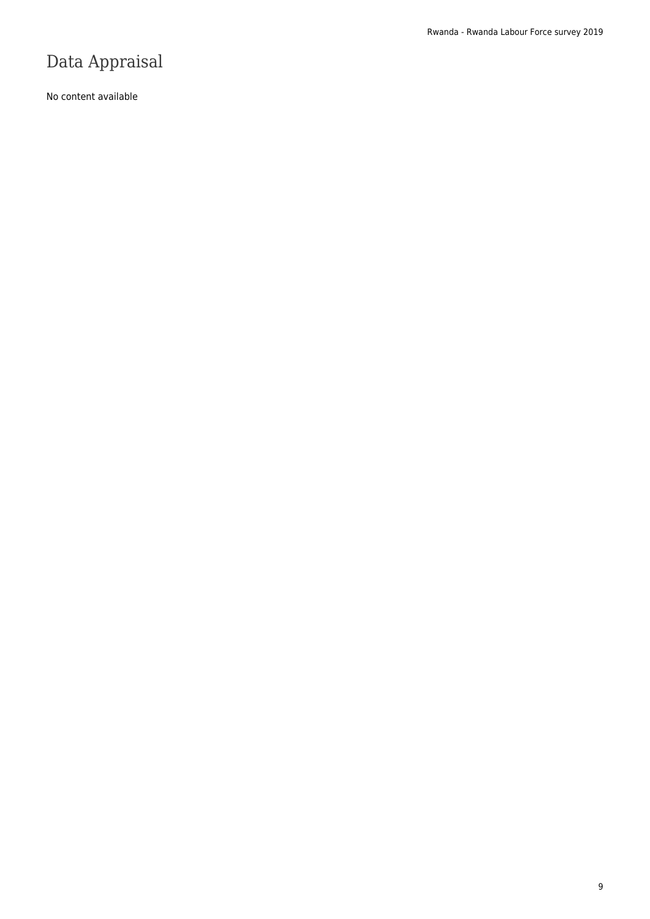# Data Appraisal

No content available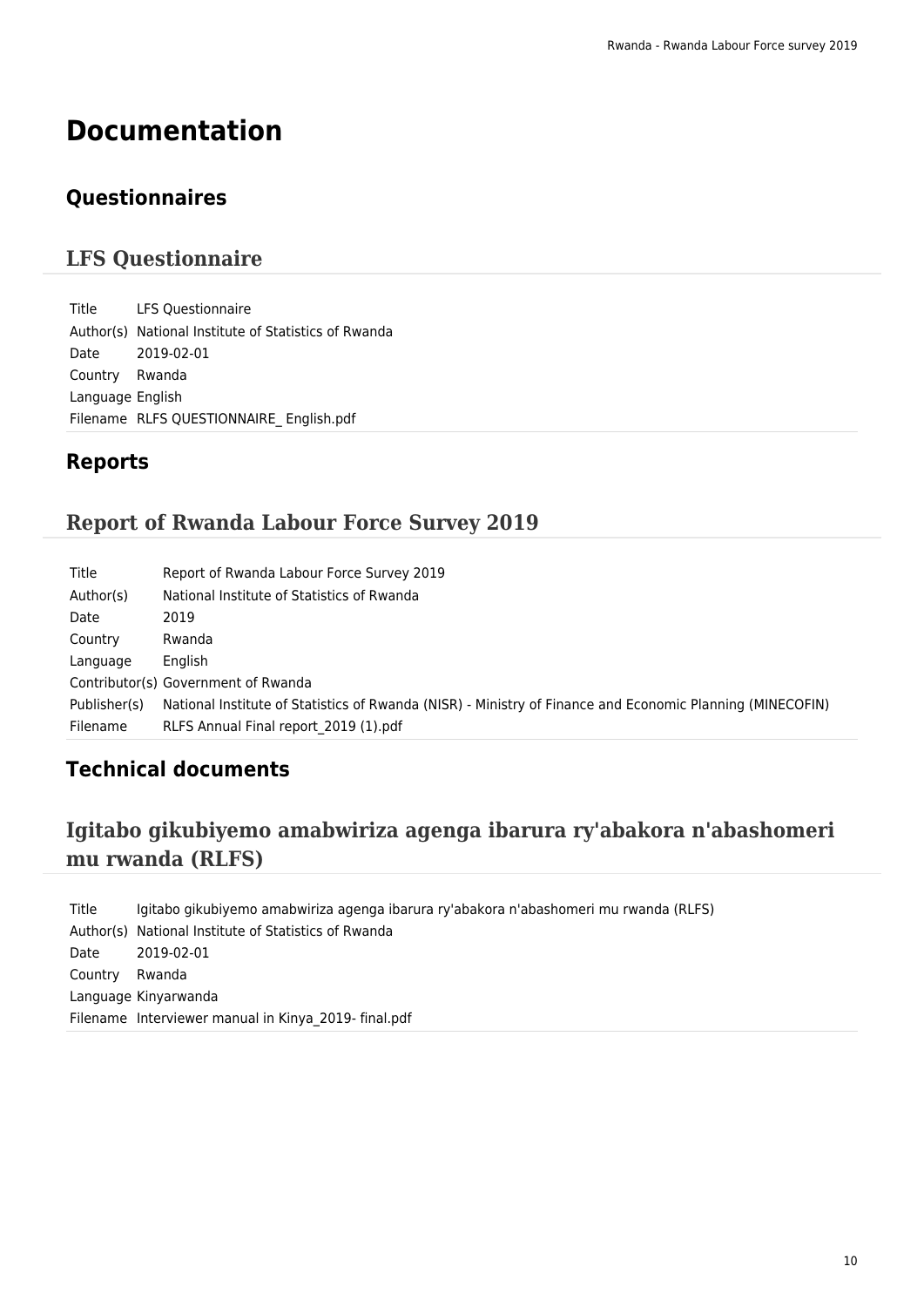# Documentation

## Questionnaires

### LFS Questionnaire

| | |
|---|---|
| Title | LFS Questionnaire |
| Author(s) | National Institute of Statistics of Rwanda |
| Date | 2019-02-01 |
| Country | Rwanda |
| Language | English |
| Filename | RLFS QUESTIONNAIRE_ English.pdf |

## Reports

### Report of Rwanda Labour Force Survey 2019

| | |
|---|---|
| Title | Report of Rwanda Labour Force Survey 2019 |
| Author(s) | National Institute of Statistics of Rwanda |
| Date | 2019 |
| Country | Rwanda |
| Language | English |
| Contributor(s) | Government of Rwanda |
| Publisher(s) | National Institute of Statistics of Rwanda (NISR) - Ministry of Finance and Economic Planning (MINECOFIN) |
| Filename | RLFS Annual Final report_2019 (1).pdf |

## Technical documents

### Igitabo gikubiyemo amabwiriza agenga ibarura ry'abakora n'abashomeri mu rwanda (RLFS)

| | |
|---|---|
| Title | Igitabo gikubiyemo amabwiriza agenga ibarura ry'abakora n'abashomeri mu rwanda (RLFS) |
| Author(s) | National Institute of Statistics of Rwanda |
| Date | 2019-02-01 |
| Country | Rwanda |
| Language | Kinyarwanda |
| Filename | Interviewer manual in Kinya_2019- final.pdf |